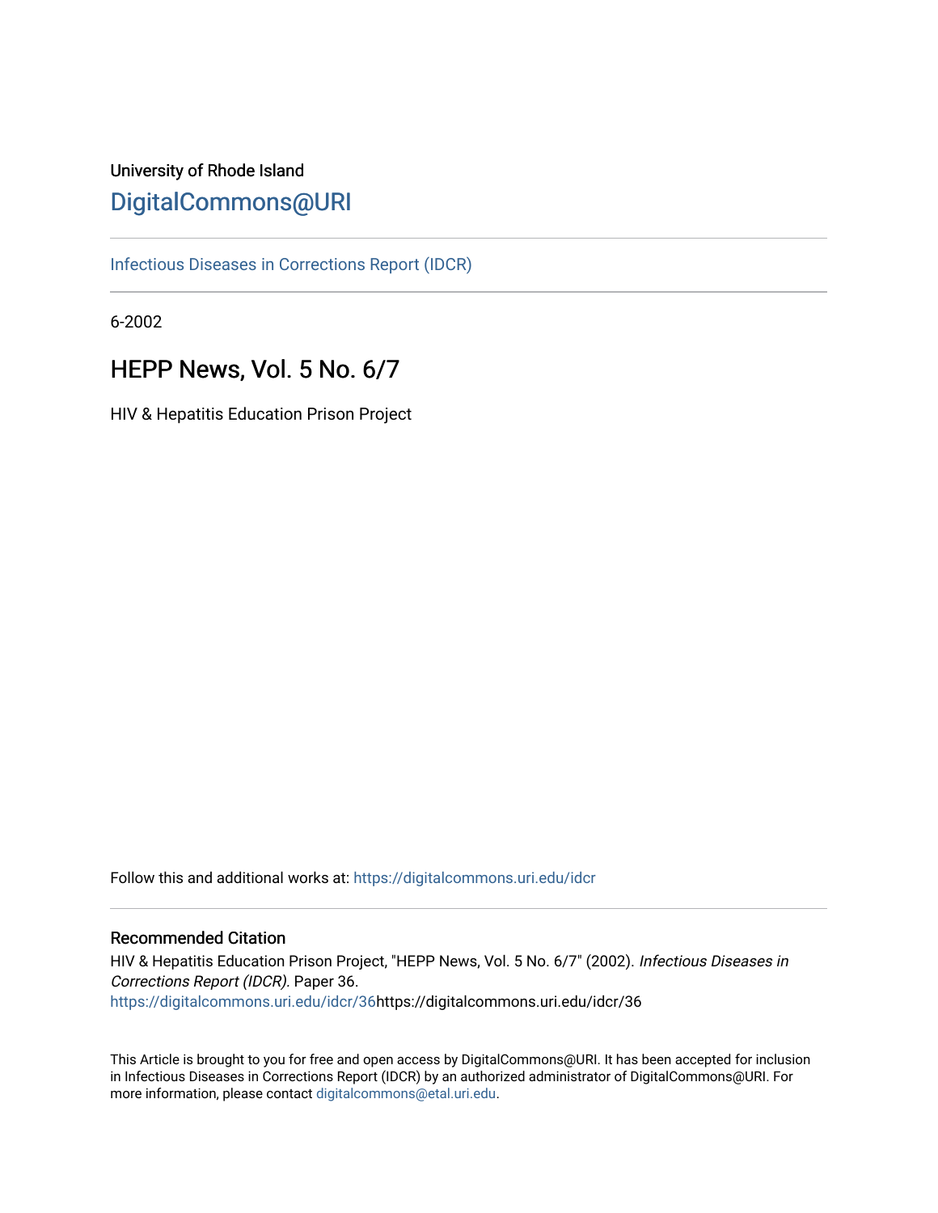University of Rhode Island

# DigitalCommons@URI

Infectious Diseases in Corrections Report (IDCR)

6-2002

## HEPP News, Vol. 5 No. 6/7

HIV & Hepatitis Education Prison Project

Follow this and additional works at: https://digitalcommons.uri.edu/idcr

### Recommended Citation

HIV & Hepatitis Education Prison Project, "HEPP News, Vol. 5 No. 6/7" (2002). *Infectious Diseases in Corrections Report (IDCR)*. Paper 36.
https://digitalcommons.uri.edu/idcr/36https://digitalcommons.uri.edu/idcr/36

This Article is brought to you for free and open access by DigitalCommons@URI. It has been accepted for inclusion in Infectious Diseases in Corrections Report (IDCR) by an authorized administrator of DigitalCommons@URI. For more information, please contact digitalcommons@etal.uri.edu.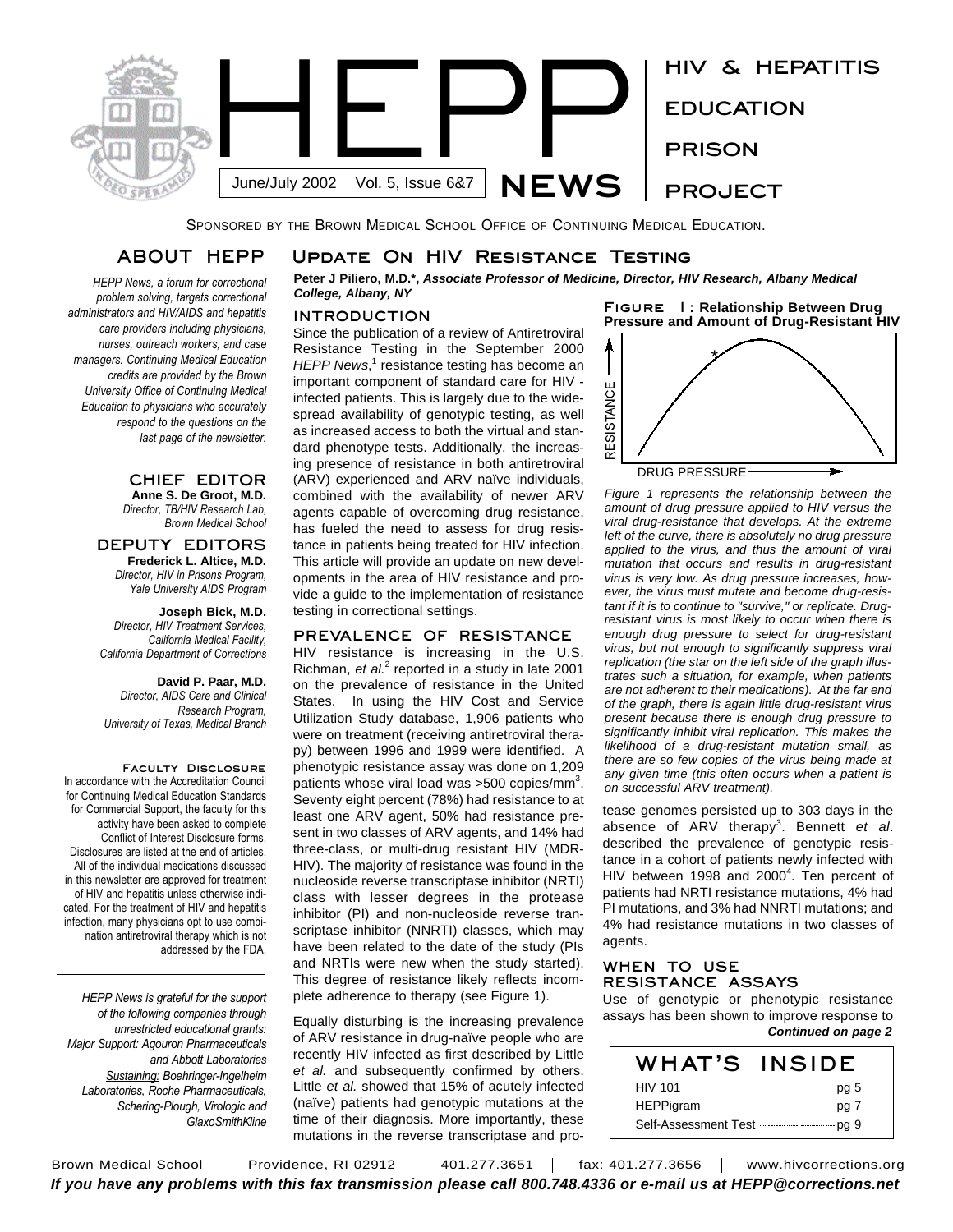# HEPP NEWS

June/July 2002 Vol. 5, Issue 6&7

HIV & HEPATITIS EDUCATION PRISON PROJECT

SPONSORED BY THE BROWN MEDICAL SCHOOL OFFICE OF CONTINUING MEDICAL EDUCATION.

## ABOUT HEPP

*HEPP News, a forum for correctional problem solving, targets correctional administrators and HIV/AIDS and hepatitis care providers including physicians, nurses, outreach workers, and case managers. Continuing Medical Education credits are provided by the Brown University Office of Continuing Medical Education to physicians who accurately respond to the questions on the last page of the newsletter.*

### CHIEF EDITOR

**Anne S. De Groot, M.D.**
*Director, TB/HIV Research Lab, Brown Medical School*

### DEPUTY EDITORS

**Frederick L. Altice, M.D.**
*Director, HIV in Prisons Program, Yale University AIDS Program*

**Joseph Bick, M.D.**
*Director, HIV Treatment Services, California Medical Facility, California Department of Corrections*

**David P. Paar, M.D.**
*Director, AIDS Care and Clinical Research Program, University of Texas, Medical Branch*

### Faculty Disclosure

In accordance with the Accreditation Council for Continuing Medical Education Standards for Commercial Support, the faculty for this activity have been asked to complete Conflict of Interest Disclosure forms. Disclosures are listed at the end of articles. All of the individual medications discussed in this newsletter are approved for treatment of HIV and hepatitis unless otherwise indicated. For the treatment of HIV and hepatitis infection, many physicians opt to use combination antiretroviral therapy which is not addressed by the FDA.

*HEPP News is grateful for the support of the following companies through unrestricted educational grants: Major Support: Agouron Pharmaceuticals and Abbott Laboratories Sustaining: Boehringer-Ingelheim Laboratories, Roche Pharmaceuticals, Schering-Plough, Virologic and GlaxoSmithKline*

## Update On HIV Resistance Testing

**Peter J Piliero, M.D.\*, *Associate Professor of Medicine, Director, HIV Research, Albany Medical College, Albany, NY***

### INTRODUCTION

Since the publication of a review of Antiretroviral Resistance Testing in the September 2000 *HEPP News*,[1] resistance testing has become an important component of standard care for HIV - infected patients. This is largely due to the widespread availability of genotypic testing, as well as increased access to both the virtual and standard phenotype tests. Additionally, the increasing presence of resistance in both antiretroviral (ARV) experienced and ARV naïve individuals, combined with the availability of newer ARV agents capable of overcoming drug resistance, has fueled the need to assess for drug resistance in patients being treated for HIV infection. This article will provide an update on new developments in the area of HIV resistance and provide a guide to the implementation of resistance testing in correctional settings.

### PREVALENCE OF RESISTANCE

HIV resistance is increasing in the U.S. Richman, *et al.*[2] reported in a study in late 2001 on the prevalence of resistance in the United States. In using the HIV Cost and Service Utilization Study database, 1,906 patients who were on treatment (receiving antiretroviral therapy) between 1996 and 1999 were identified. A phenotypic resistance assay was done on 1,209 patients whose viral load was >500 copies/mm[3]. Seventy eight percent (78%) had resistance to at least one ARV agent, 50% had resistance present in two classes of ARV agents, and 14% had three-class, or multi-drug resistant HIV (MDR-HIV). The majority of resistance was found in the nucleoside reverse transcriptase inhibitor (NRTI) class with lesser degrees in the protease inhibitor (PI) and non-nucleoside reverse transcriptase inhibitor (NNRTI) classes, which may have been related to the date of the study (PIs and NRTIs were new when the study started). This degree of resistance likely reflects incomplete adherence to therapy (see Figure 1).

Equally disturbing is the increasing prevalence of ARV resistance in drug-naïve people who are recently HIV infected as first described by Little *et al.* and subsequently confirmed by others. Little *et al.* showed that 15% of acutely infected (naïve) patients had genotypic mutations at the time of their diagnosis. More importantly, these mutations in the reverse transcriptase and protease genomes persisted up to 303 days in the absence of ARV therapy[3]. Bennett *et al*. described the prevalence of genotypic resistance in a cohort of patients newly infected with HIV between 1998 and 2000[4]. Ten percent of patients had NRTI resistance mutations, 4% had PI mutations, and 3% had NNRTI mutations; and 4% had resistance mutations in two classes of agents.

**Figure 1: Relationship Between Drug Pressure and Amount of Drug-Resistant HIV**

*Figure 1 represents the relationship between the amount of drug pressure applied to HIV versus the viral drug-resistance that develops. At the extreme left of the curve, there is absolutely no drug pressure applied to the virus, and thus the amount of viral mutation that occurs and results in drug-resistant virus is very low. As drug pressure increases, however, the virus must mutate and become drug-resistant if it is to continue to "survive," or replicate. Drug-resistant virus is most likely to occur when there is enough drug pressure to select for drug-resistant virus, but not enough to significantly suppress viral replication (the star on the left side of the graph illustrates such a situation, for example, when patients are not adherent to their medications). At the far end of the graph, there is again little drug-resistant virus present because there is enough drug pressure to significantly inhibit viral replication. This makes the likelihood of a drug-resistant mutation small, as there are so few copies of the virus being made at any given time (this often occurs when a patient is on successful ARV treatment).*

### WHEN TO USE RESISTANCE ASSAYS

Use of genotypic or phenotypic resistance assays has been shown to improve response to

***Continued on page 2***

## WHAT'S INSIDE

- HIV 101 ........ pg 5
- HEPPigram ........ pg 7
- Self-Assessment Test ........ pg 9

Brown Medical School | Providence, RI 02912 | 401.277.3651 | fax: 401.277.3656 | www.hivcorrections.org

***If you have any problems with this fax transmission please call 800.748.4336 or e-mail us at HEPP@corrections.net***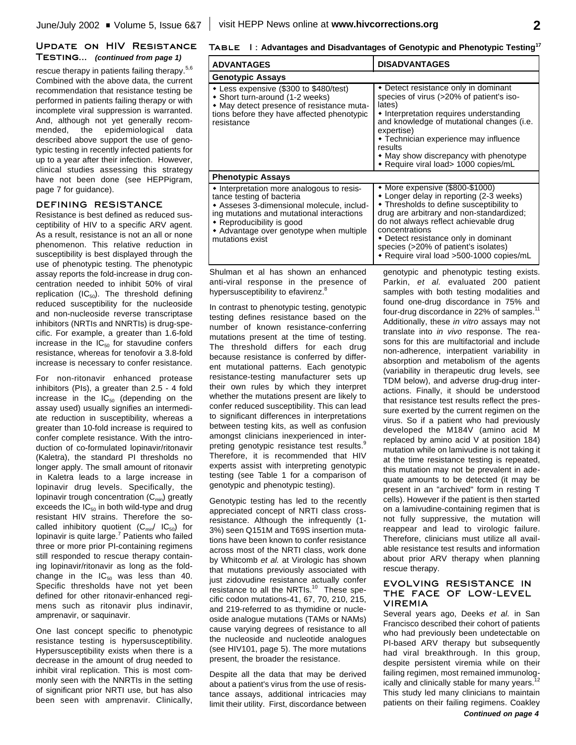## Update on HIV Resistance Testing... *(continued from page 1)*

rescue therapy in patients failing therapy.[5,6] Combined with the above data, the current recommendation that resistance testing be performed in patients failing therapy or with incomplete viral suppression is warranted. And, although not yet generally recommended, the epidemiological data described above support the use of genotypic testing in recently infected patients for up to a year after their infection. However, clinical studies assessing this strategy have not been done (see HEPPigram, page 7 for guidance).

### DEFINING RESISTANCE

Resistance is best defined as reduced susceptibility of HIV to a specific ARV agent. As a result, resistance is not an all or none phenomenon. This relative reduction in susceptibility is best displayed through the use of phenotypic testing. The phenotypic assay reports the fold-increase in drug concentration needed to inhibit 50% of viral replication ($IC_{50}$). The threshold defining reduced susceptibility for the nucleoside and non-nucleoside reverse transcriptase inhibitors (NRTIs and NNRTIs) is drug-specific. For example, a greater than 1.6-fold increase in the $IC_{50}$ for stavudine confers resistance, whereas for tenofovir a 3.8-fold increase is necessary to confer resistance.

For non-ritonavir enhanced protease inhibitors (PIs), a greater than 2.5 - 4 fold increase in the $IC_{50}$ (depending on the assay used) usually signifies an intermediate reduction in susceptibility, whereas a greater than 10-fold increase is required to confer complete resistance. With the introduction of co-formulated lopinavir/ritonavir (Kaletra), the standard PI thresholds no longer apply. The small amount of ritonavir in Kaletra leads to a large increase in lopinavir drug levels. Specifically, the lopinavir trough concentration ($C_{min}$) greatly exceeds the $IC_{50}$ in both wild-type and drug resistant HIV strains. Therefore the so-called inhibitory quotient ($C_{min}/IC_{50}$) for lopinavir is quite large.[7] Patients who failed three or more prior PI-containing regimens still responded to rescue therapy containing lopinavir/ritonavir as long as the fold-change in the $IC_{50}$ was less than 40. Specific thresholds have not yet been defined for other ritonavir-enhanced regimens such as ritonavir plus indinavir, amprenavir, or saquinavir.

One last concept specific to phenotypic resistance testing is hypersusceptibility. Hypersusceptibility exists when there is a decrease in the amount of drug needed to inhibit viral replication. This is most commonly seen with the NNRTIs in the setting of significant prior NRTI use, but has also been seen with amprenavir. Clinically, Shulman et al has shown an enhanced anti-viral response in the presence of hypersusceptibility to efavirenz.[8]

**Table 1: Advantages and Disadvantages of Genotypic and Phenotypic Testing[17]**

| ADVANTAGES | DISADVANTAGES |
|---|---|
| **Genotypic Assays** | |
| • Less expensive ($300 to $480/test)<br>• Short turn-around (1-2 weeks)<br>• May detect presence of resistance mutations before they have affected phenotypic resistance | • Detect resistance only in dominant species of virus (>20% of patient's isolates)<br>• Interpretation requires understanding and knowledge of mutational changes (i.e. expertise)<br>• Technician experience may influence results<br>• May show discrepancy with phenotype<br>• Require viral load> 1000 copies/mL |
| **Phenotypic Assays** | |
| • Interpretation more analogous to resistance testing of bacteria<br>• Asseses 3-dimensional molecule, including mutations and mutational interactions<br>• Reproducibility is good<br>• Advantage over genotype when multiple mutations exist | • More expensive ($800-$1000)<br>• Longer delay in reporting (2-3 weeks)<br>• Thresholds to define susceptibility to drug are arbitrary and non-standardized; do not always reflect achievable drug concentrations<br>• Detect resistance only in dominant species (>20% of patient's isolates)<br>• Require viral load >500-1000 copies/mL |

In contrast to phenotypic testing, genotypic testing defines resistance based on the number of known resistance-conferring mutations present at the time of testing. The threshold differs for each drug because resistance is conferred by different mutational patterns. Each genotypic resistance-testing manufacturer sets up their own rules by which they interpret whether the mutations present are likely to confer reduced susceptibility. This can lead to significant differences in interpretations between testing kits, as well as confusion amongst clinicians inexperienced in interpreting genotypic resistance test results.[9] Therefore, it is recommended that HIV experts assist with interpreting genotypic testing (see Table 1 for a comparison of genotypic and phenotypic testing).

Genotypic testing has led to the recently appreciated concept of NRTI class cross-resistance. Although the infrequently (1-3%) seen Q151M and T69S insertion mutations have been known to confer resistance across most of the NRTI class, work done by Whitcomb *et al.* at Virologic has shown that mutations previously associated with just zidovudine resistance actually confer resistance to all the NRTIs.[10] These specific codon mutations-41, 67, 70, 210, 215, and 219-referred to as thymidine or nucleoside analogue mutations (TAMs or NAMs) cause varying degrees of resistance to all the nucleoside and nucleotide analogues (see HIV101, page 5). The more mutations present, the broader the resistance.

Despite all the data that may be derived about a patient's virus from the use of resistance assays, additional intricacies may limit their utility. First, discordance between genotypic and phenotypic testing exists. Parkin, *et al.* evaluated 200 patient samples with both testing modalities and found one-drug discordance in 75% and four-drug discordance in 22% of samples.[11] Additionally, these *in vitro* assays may not translate into *in vivo* response. The reasons for this are multifactorial and include non-adherence, interpatient variability in absorption and metabolism of the agents (variability in therapeutic drug levels, see TDM below), and adverse drug-drug interactions. Finally, it should be understood that resistance test results reflect the pressure exerted by the current regimen on the virus. So if a patient who had previously developed the M184V (amino acid M replaced by amino acid V at position 184) mutation while on lamivudine is not taking it at the time resistance testing is repeated, this mutation may not be prevalent in adequate amounts to be detected (it may be present in an "archived" form in resting T cells). However if the patient is then started on a lamivudine-containing regimen that is not fully suppressive, the mutation will reappear and lead to virologic failure. Therefore, clinicians must utilize all available resistance test results and information about prior ARV therapy when planning rescue therapy.

### EVOLVING RESISTANCE IN THE FACE OF LOW-LEVEL VIREMIA

Several years ago, Deeks *et al.* in San Francisco described their cohort of patients who had previously been undetectable on PI-based ARV therapy but subsequently had viral breakthrough. In this group, despite persistent viremia while on their failing regimen, most remained immunologically and clinically stable for many years.[12] This study led many clinicians to maintain patients on their failing regimens. Coakley

*Continued on page 4*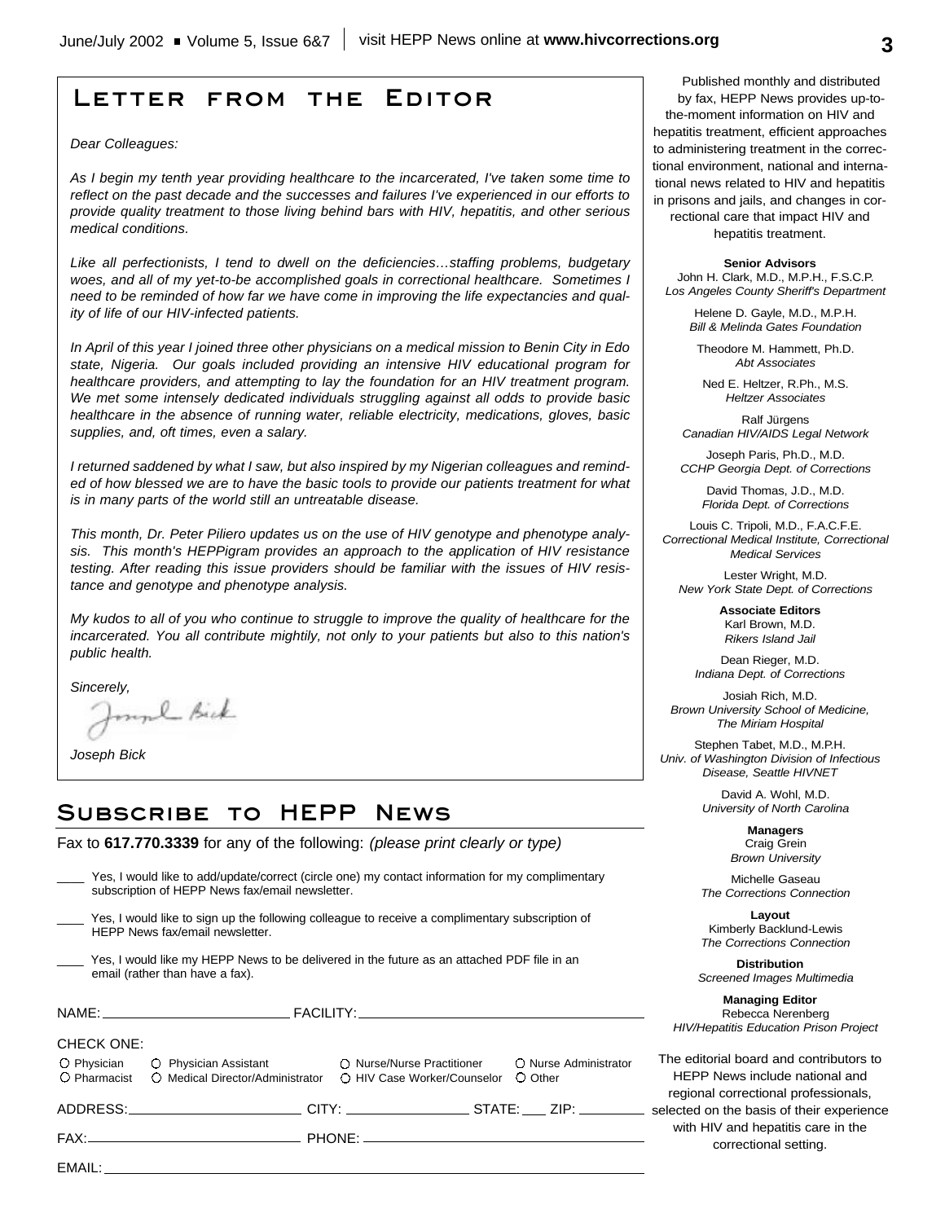# Letter from the Editor

*Dear Colleagues:*

*As I begin my tenth year providing healthcare to the incarcerated, I've taken some time to reflect on the past decade and the successes and failures I've experienced in our efforts to provide quality treatment to those living behind bars with HIV, hepatitis, and other serious medical conditions.*

*Like all perfectionists, I tend to dwell on the deficiencies…staffing problems, budgetary woes, and all of my yet-to-be accomplished goals in correctional healthcare. Sometimes I need to be reminded of how far we have come in improving the life expectancies and quality of life of our HIV-infected patients.*

*In April of this year I joined three other physicians on a medical mission to Benin City in Edo state, Nigeria. Our goals included providing an intensive HIV educational program for healthcare providers, and attempting to lay the foundation for an HIV treatment program. We met some intensely dedicated individuals struggling against all odds to provide basic healthcare in the absence of running water, reliable electricity, medications, gloves, basic supplies, and, oft times, even a salary.*

*I returned saddened by what I saw, but also inspired by my Nigerian colleagues and reminded of how blessed we are to have the basic tools to provide our patients treatment for what is in many parts of the world still an untreatable disease.*

*This month, Dr. Peter Piliero updates us on the use of HIV genotype and phenotype analysis. This month's HEPPigram provides an approach to the application of HIV resistance testing. After reading this issue providers should be familiar with the issues of HIV resistance and genotype and phenotype analysis.*

*My kudos to all of you who continue to struggle to improve the quality of healthcare for the incarcerated. You all contribute mightily, not only to your patients but also to this nation's public health.*

*Sincerely,*

*Joseph Bick*

# Subscribe to HEPP News

Fax to **617.770.3339** for any of the following: *(please print clearly or type)*

\_\_\_\_ Yes, I would like to add/update/correct (circle one) my contact information for my complimentary subscription of HEPP News fax/email newsletter.

\_\_\_\_ Yes, I would like to sign up the following colleague to receive a complimentary subscription of HEPP News fax/email newsletter.

\_\_\_\_ Yes, I would like my HEPP News to be delivered in the future as an attached PDF file in an email (rather than have a fax).

NAME: \_\_\_\_\_\_\_\_\_\_\_\_\_\_\_\_\_\_\_\_ FACILITY: \_\_\_\_\_\_\_\_\_\_\_\_\_\_\_\_\_\_\_\_

CHECK ONE:

○ Physician ○ Physician Assistant ○ Nurse/Nurse Practitioner ○ Nurse Administrator
○ Pharmacist ○ Medical Director/Administrator ○ HIV Case Worker/Counselor ○ Other

ADDRESS: \_\_\_\_\_\_\_\_\_\_\_\_\_\_\_\_\_\_\_\_ CITY: \_\_\_\_\_\_\_\_\_\_\_\_\_\_\_\_ STATE: \_\_\_ ZIP: \_\_\_\_\_\_\_\_

FAX: \_\_\_\_\_\_\_\_\_\_\_\_\_\_\_\_\_\_\_\_ PHONE: \_\_\_\_\_\_\_\_\_\_\_\_\_\_\_\_\_\_\_\_

EMAIL: \_\_\_\_\_\_\_\_\_\_\_\_\_\_\_\_\_\_\_\_

---

Published monthly and distributed by fax, HEPP News provides up-to-the-moment information on HIV and hepatitis treatment, efficient approaches to administering treatment in the correctional environment, national and international news related to HIV and hepatitis in prisons and jails, and changes in correctional care that impact HIV and hepatitis treatment.

**Senior Advisors**

John H. Clark, M.D., M.P.H., F.S.C.P.
*Los Angeles County Sheriff's Department*

Helene D. Gayle, M.D., M.P.H.
*Bill & Melinda Gates Foundation*

Theodore M. Hammett, Ph.D.
*Abt Associates*

Ned E. Heltzer, R.Ph., M.S.
*Heltzer Associates*

Ralf Jürgens
*Canadian HIV/AIDS Legal Network*

Joseph Paris, Ph.D., M.D.
*CCHP Georgia Dept. of Corrections*

David Thomas, J.D., M.D.
*Florida Dept. of Corrections*

Louis C. Tripoli, M.D., F.A.C.F.E.
*Correctional Medical Institute, Correctional Medical Services*

Lester Wright, M.D.
*New York State Dept. of Corrections*

**Associate Editors**

Karl Brown, M.D.
*Rikers Island Jail*

Dean Rieger, M.D.
*Indiana Dept. of Corrections*

Josiah Rich, M.D.
*Brown University School of Medicine, The Miriam Hospital*

Stephen Tabet, M.D., M.P.H.
*Univ. of Washington Division of Infectious Disease, Seattle HIVNET*

David A. Wohl, M.D.
*University of North Carolina*

**Managers**

Craig Grein
*Brown University*

Michelle Gaseau
*The Corrections Connection*

**Layout**

Kimberly Backlund-Lewis
*The Corrections Connection*

**Distribution**

*Screened Images Multimedia*

**Managing Editor**

Rebecca Nerenberg
*HIV/Hepatitis Education Prison Project*

The editorial board and contributors to HEPP News include national and regional correctional professionals, selected on the basis of their experience with HIV and hepatitis care in the correctional setting.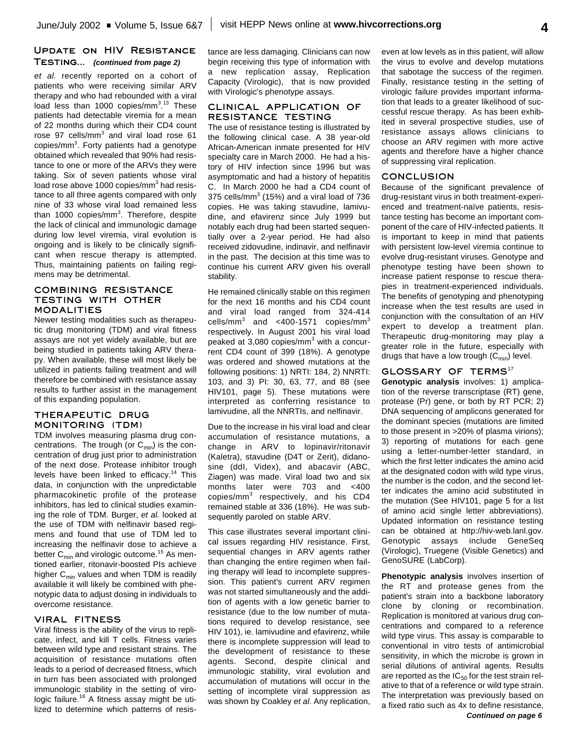## Update on HIV Resistance Testing... *(continued from page 2)*

*et al.* recently reported on a cohort of patients who were receiving similar ARV therapy and who had rebounded with a viral load less than 1000 copies/mm$^3$.[13] These patients had detectable viremia for a mean of 22 months during which their CD4 count rose 97 cells/mm$^3$ and viral load rose 61 copies/mm$^3$. Forty patients had a genotype obtained which revealed that 90% had resistance to one or more of the ARVs they were taking. Six of seven patients whose viral load rose above 1000 copies/mm$^3$ had resistance to all three agents compared with only nine of 33 whose viral load remained less than 1000 copies/mm$^3$. Therefore, despite the lack of clinical and immunologic damage during low level viremia, viral evolution is ongoing and is likely to be clinically significant when rescue therapy is attempted. Thus, maintaining patients on failing regimens may be detrimental.

### Combining Resistance Testing with Other Modalities

Newer testing modalities such as therapeutic drug monitoring (TDM) and viral fitness assays are not yet widely available, but are being studied in patients taking ARV therapy. When available, these will most likely be utilized in patients failing treatment and will therefore be combined with resistance assay results to further assist in the management of this expanding population.

### Therapeutic Drug Monitoring (TDM)

TDM involves measuring plasma drug concentrations. The trough (or $C_{min}$) is the concentration of drug just prior to administration of the next dose. Protease inhibitor trough levels have been linked to efficacy.[14] This data, in conjunction with the unpredictable pharmacokinetic profile of the protease inhibitors, has led to clinical studies examining the role of TDM. Burger, *et al.* looked at the use of TDM with nelfinavir based regimens and found that use of TDM led to increasing the nelfinavir dose to achieve a better $C_{min}$ and virologic outcome.[15] As mentioned earlier, ritonavir-boosted PIs achieve higher $C_{min}$ values and when TDM is readily available it will likely be combined with phenotypic data to adjust dosing in individuals to overcome resistance.

### Viral Fitness

Viral fitness is the ability of the virus to replicate, infect, and kill T cells. Fitness varies between wild type and resistant strains. The acquisition of resistance mutations often leads to a period of decreased fitness, which in turn has been associated with prolonged immunologic stability in the setting of virologic failure.[16] A fitness assay might be utilized to determine which patterns of resistance are less damaging. Clinicians can now begin receiving this type of information with a new replication assay, Replication Capacity (Virologic), that is now provided with Virologic's phenotype assays.

### Clinical Application of Resistance Testing

The use of resistance testing is illustrated by the following clinical case. A 38 year-old African-American inmate presented for HIV specialty care in March 2000. He had a history of HIV infection since 1996 but was asymptomatic and had a history of hepatitis C. In March 2000 he had a CD4 count of 375 cells/mm$^3$ (15%) and a viral load of 736 copies. He was taking stavudine, lamivudine, and efavirenz since July 1999 but notably each drug had been started sequentially over a 2-year period. He had also received zidovudine, indinavir, and nelfinavir in the past. The decision at this time was to continue his current ARV given his overall stability.

He remained clinically stable on this regimen for the next 16 months and his CD4 count and viral load ranged from 324-414 cells/mm$^3$ and <400-1571 copies/mm$^3$ respectively. In August 2001 his viral load peaked at 3,080 copies/mm$^3$ with a concurrent CD4 count of 399 (18%). A genotype was ordered and showed mutations at the following positions: 1) NRTI: 184, 2) NNRTI: 103, and 3) PI: 30, 63, 77, and 88 (see HIV101, page 5). These mutations were interpreted as conferring resistance to lamivudine, all the NNRTIs, and nelfinavir.

Due to the increase in his viral load and clear accumulation of resistance mutations, a change in ARV to lopinavir/ritonavir (Kaletra), stavudine (D4T or Zerit), didanosine (ddI, Videx), and abacavir (ABC, Ziagen) was made. Viral load two and six months later were 703 and <400 copies/mm$^3$ respectively, and his CD4 remained stable at 336 (18%). He was subsequently paroled on stable ARV.

This case illustrates several important clinical issues regarding HIV resistance. First, sequential changes in ARV agents rather than changing the entire regimen when failing therapy will lead to incomplete suppression. This patient's current ARV regimen was not started simultaneously and the addition of agents with a low genetic barrier to resistance (due to the low number of mutations required to develop resistance, see HIV 101), ie. lamivudine and efavirenz, while there is incomplete suppression will lead to the development of resistance to these agents. Second, despite clinical and immunologic stability, viral evolution and accumulation of mutations will occur in the setting of incomplete viral suppression as was shown by Coakley *et al*. Any replication, even at low levels as in this patient, will allow the virus to evolve and develop mutations that sabotage the success of the regimen. Finally, resistance testing in the setting of virologic failure provides important information that leads to a greater likelihood of successful rescue therapy. As has been exhibited in several prospective studies, use of resistance assays allows clinicians to choose an ARV regimen with more active agents and therefore have a higher chance of suppressing viral replication.

### Conclusion

Because of the significant prevalence of drug-resistant virus in both treatment-experienced and treatment-naïve patients, resistance testing has become an important component of the care of HIV-infected patients. It is important to keep in mind that patients with persistent low-level viremia continue to evolve drug-resistant viruses. Genotype and phenotype testing have been shown to increase patient response to rescue therapies in treatment-experienced individuals. The benefits of genotyping and phenotyping increase when the test results are used in conjunction with the consultation of an HIV expert to develop a treatment plan. Therapeutic drug-monitoring may play a greater role in the future, especially with drugs that have a low trough ($C_{min}$) level.

### Glossary of Terms[17]

**Genotypic analysis** involves: 1) amplication of the reverse transcriptase (RT) gene, protease (Pr) gene, or both by RT PCR; 2) DNA sequencing of amplicons generated for the dominant species (mutations are limited to those present in >20% of plasma virions); 3) reporting of mutations for each gene using a letter-number-letter standard, in which the first letter indicates the amino acid at the designated codon with wild type virus, the number is the codon, and the second letter indicates the amino acid substituted in the mutation (See HIV101, page 5 for a list of amino acid single letter abbreviations). Updated information on resistance testing can be obtained at http://hiv-web.lanl.gov. Genotypic assays include GeneSeq (Virologic), Truegene (Visible Genetics) and GenoSURE (LabCorp).

**Phenotypic analysis** involves insertion of the RT and protease genes from the patient's strain into a backbone laboratory clone by cloning or recombination. Replication is monitored at various drug concentrations and compared to a reference wild type virus. This assay is comparable to conventional in vitro tests of antimicrobial sensitivity, in which the microbe is grown in serial dilutions of antiviral agents. Results are reported as the $IC_{50}$ for the test strain relative to that of a reference or wild type strain. The interpretation was previously based on a fixed ratio such as 4x to define resistance,

***Continued on page 6***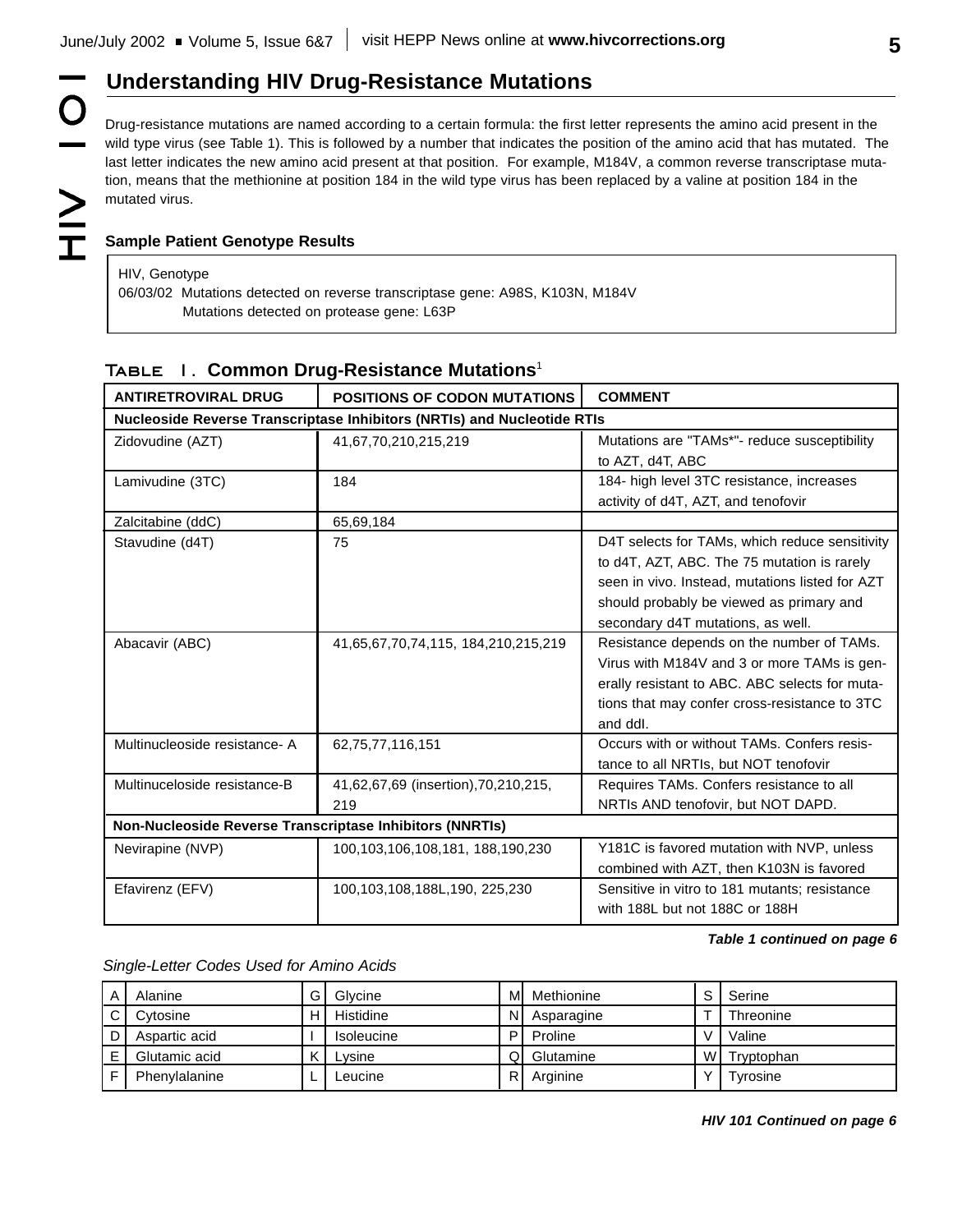## Understanding HIV Drug-Resistance Mutations

Drug-resistance mutations are named according to a certain formula: the first letter represents the amino acid present in the wild type virus (see Table 1). This is followed by a number that indicates the position of the amino acid that has mutated. The last letter indicates the new amino acid present at that position. For example, M184V, a common reverse transcriptase mutation, means that the methionine at position 184 in the wild type virus has been replaced by a valine at position 184 in the mutated virus.

### Sample Patient Genotype Results

HIV, Genotype
06/03/02 Mutations detected on reverse transcriptase gene: A98S, K103N, M184V
Mutations detected on protease gene: L63P

**Table 1. Common Drug-Resistance Mutations**[1]

| ANTIRETROVIRAL DRUG | POSITIONS OF CODON MUTATIONS | COMMENT |
|---|---|---|
| **Nucleoside Reverse Transcriptase Inhibitors (NRTIs) and Nucleotide RTIs** | | |
| Zidovudine (AZT) | 41,67,70,210,215,219 | Mutations are "TAMs*"- reduce susceptibility to AZT, d4T, ABC |
| Lamivudine (3TC) | 184 | 184- high level 3TC resistance, increases activity of d4T, AZT, and tenofovir |
| Zalcitabine (ddC) | 65,69,184 | |
| Stavudine (d4T) | 75 | D4T selects for TAMs, which reduce sensitivity to d4T, AZT, ABC. The 75 mutation is rarely seen in vivo. Instead, mutations listed for AZT should probably be viewed as primary and secondary d4T mutations, as well. |
| Abacavir (ABC) | 41,65,67,70,74,115, 184,210,215,219 | Resistance depends on the number of TAMs. Virus with M184V and 3 or more TAMs is generally resistant to ABC. ABC selects for mutations that may confer cross-resistance to 3TC and ddI. |
| Multinucleoside resistance- A | 62,75,77,116,151 | Occurs with or without TAMs. Confers resistance to all NRTIs, but NOT tenofovir |
| Multinuceloside resistance-B | 41,62,67,69 (insertion),70,210,215, 219 | Requires TAMs. Confers resistance to all NRTIs AND tenofovir, but NOT DAPD. |
| **Non-Nucleoside Reverse Transcriptase Inhibitors (NNRTIs)** | | |
| Nevirapine (NVP) | 100,103,106,108,181, 188,190,230 | Y181C is favored mutation with NVP, unless combined with AZT, then K103N is favored |
| Efavirenz (EFV) | 100,103,108,188L,190, 225,230 | Sensitive in vitro to 181 mutants; resistance with 188L but not 188C or 188H |

***Table 1 continued on page 6***

*Single-Letter Codes Used for Amino Acids*

| | | | | | | | |
|---|---|---|---|---|---|---|---|
| A | Alanine | G | Glycine | M | Methionine | S | Serine |
| C | Cytosine | H | Histidine | N | Asparagine | T | Threonine |
| D | Aspartic acid | I | Isoleucine | P | Proline | V | Valine |
| E | Glutamic acid | K | Lysine | Q | Glutamine | W | Tryptophan |
| F | Phenylalanine | L | Leucine | R | Arginine | Y | Tyrosine |

***HIV 101 Continued on page 6***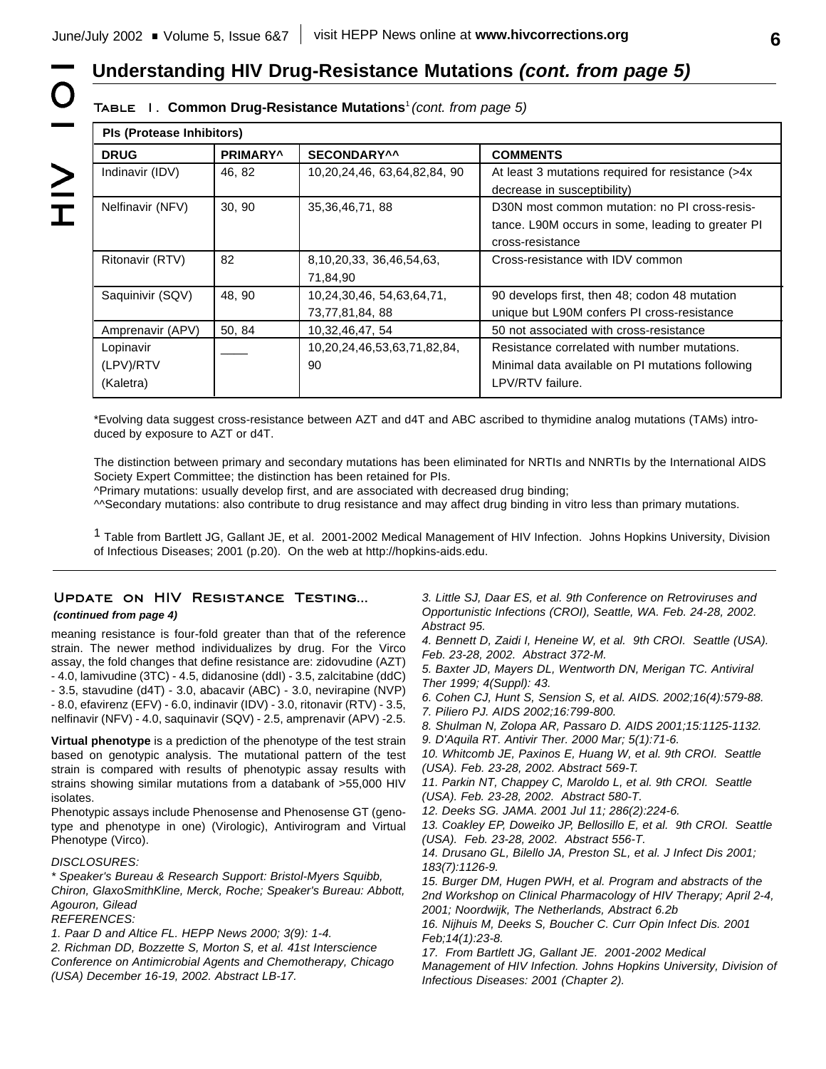## Understanding HIV Drug-Resistance Mutations *(cont. from page 5)*

**Table 1. Common Drug-Resistance Mutations**[1] *(cont. from page 5)*

| PIs (Protease Inhibitors) | | | |
|---|---|---|---|
| **DRUG** | **PRIMARY^** | **SECONDARY^^** | **COMMENTS** |
| Indinavir (IDV) | 46, 82 | 10,20,24,46, 63,64,82,84, 90 | At least 3 mutations required for resistance (>4x decrease in susceptibility) |
| Nelfinavir (NFV) | 30, 90 | 35,36,46,71, 88 | D30N most common mutation: no PI cross-resistance. L90M occurs in some, leading to greater PI cross-resistance |
| Ritonavir (RTV) | 82 | 8,10,20,33, 36,46,54,63, 71,84,90 | Cross-resistance with IDV common |
| Saquinivir (SQV) | 48, 90 | 10,24,30,46, 54,63,64,71, 73,77,81,84, 88 | 90 develops first, then 48; codon 48 mutation unique but L90M confers PI cross-resistance |
| Amprenavir (APV) | 50, 84 | 10,32,46,47, 54 | 50 not associated with cross-resistance |
| Lopinavir (LPV)/RTV (Kaletra) | ____ | 10,20,24,46,53,63,71,82,84, 90 | Resistance correlated with number mutations. Minimal data available on PI mutations following LPV/RTV failure. |

*Evolving data suggest cross-resistance between AZT and d4T and ABC ascribed to thymidine analog mutations (TAMs) introduced by exposure to AZT or d4T.

The distinction between primary and secondary mutations has been eliminated for NRTIs and NNRTIs by the International AIDS Society Expert Committee; the distinction has been retained for PIs.
^Primary mutations: usually develop first, and are associated with decreased drug binding;
^^Secondary mutations: also contribute to drug resistance and may affect drug binding in vitro less than primary mutations.

[1] Table from Bartlett JG, Gallant JE, et al. 2001-2002 Medical Management of HIV Infection. Johns Hopkins University, Division of Infectious Diseases; 2001 (p.20). On the web at http://hopkins-aids.edu.

### Update on HIV Resistance Testing...

***(continued from page 4)***

meaning resistance is four-fold greater than that of the reference strain. The newer method individualizes by drug. For the Virco assay, the fold changes that define resistance are: zidovudine (AZT) - 4.0, lamivudine (3TC) - 4.5, didanosine (ddI) - 3.5, zalcitabine (ddC) - 3.5, stavudine (d4T) - 3.0, abacavir (ABC) - 3.0, nevirapine (NVP) - 8.0, efavirenz (EFV) - 6.0, indinavir (IDV) - 3.0, ritonavir (RTV) - 3.5, nelfinavir (NFV) - 4.0, saquinavir (SQV) - 2.5, amprenavir (APV) -2.5.

**Virtual phenotype** is a prediction of the phenotype of the test strain based on genotypic analysis. The mutational pattern of the test strain is compared with results of phenotypic assay results with strains showing similar mutations from a databank of >55,000 HIV isolates.

Phenotypic assays include Phenosense and Phenosense GT (genotype and phenotype in one) (Virologic), Antivirogram and Virtual Phenotype (Virco).

*DISCLOSURES:*

*\* Speaker's Bureau & Research Support: Bristol-Myers Squibb, Chiron, GlaxoSmithKline, Merck, Roche; Speaker's Bureau: Abbott, Agouron, Gilead*

*REFERENCES:*

*1. Paar D and Altice FL. HEPP News 2000; 3(9): 1-4.*

*2. Richman DD, Bozzette S, Morton S, et al. 41st Interscience Conference on Antimicrobial Agents and Chemotherapy, Chicago (USA) December 16-19, 2002. Abstract LB-17.*

*3. Little SJ, Daar ES, et al. 9th Conference on Retroviruses and Opportunistic Infections (CROI), Seattle, WA. Feb. 24-28, 2002. Abstract 95.*

*4. Bennett D, Zaidi I, Heneine W, et al. 9th CROI. Seattle (USA). Feb. 23-28, 2002. Abstract 372-M.*

*5. Baxter JD, Mayers DL, Wentworth DN, Merigan TC. Antiviral Ther 1999; 4(Suppl): 43.*

*6. Cohen CJ, Hunt S, Sension S, et al. AIDS. 2002;16(4):579-88.*

*7. Piliero PJ. AIDS 2002;16:799-800.*

*8. Shulman N, Zolopa AR, Passaro D. AIDS 2001;15:1125-1132.*

*9. D'Aquila RT. Antivir Ther. 2000 Mar; 5(1):71-6.*

*10. Whitcomb JE, Paxinos E, Huang W, et al. 9th CROI. Seattle (USA). Feb. 23-28, 2002. Abstract 569-T.*

*11. Parkin NT, Chappey C, Maroldo L, et al. 9th CROI. Seattle (USA). Feb. 23-28, 2002. Abstract 580-T.*

*12. Deeks SG. JAMA. 2001 Jul 11; 286(2):224-6.*

*13. Coakley EP, Doweiko JP, Bellosillo E, et al. 9th CROI. Seattle (USA). Feb. 23-28, 2002. Abstract 556-T.*

*14. Drusano GL, Bilello JA, Preston SL, et al. J Infect Dis 2001; 183(7):1126-9.*

*15. Burger DM, Hugen PWH, et al. Program and abstracts of the 2nd Workshop on Clinical Pharmacology of HIV Therapy; April 2-4, 2001; Noordwijk, The Netherlands, Abstract 6.2b*

*16. Nijhuis M, Deeks S, Boucher C. Curr Opin Infect Dis. 2001 Feb;14(1):23-8.*

*17. From Bartlett JG, Gallant JE. 2001-2002 Medical Management of HIV Infection. Johns Hopkins University, Division of Infectious Diseases: 2001 (Chapter 2).*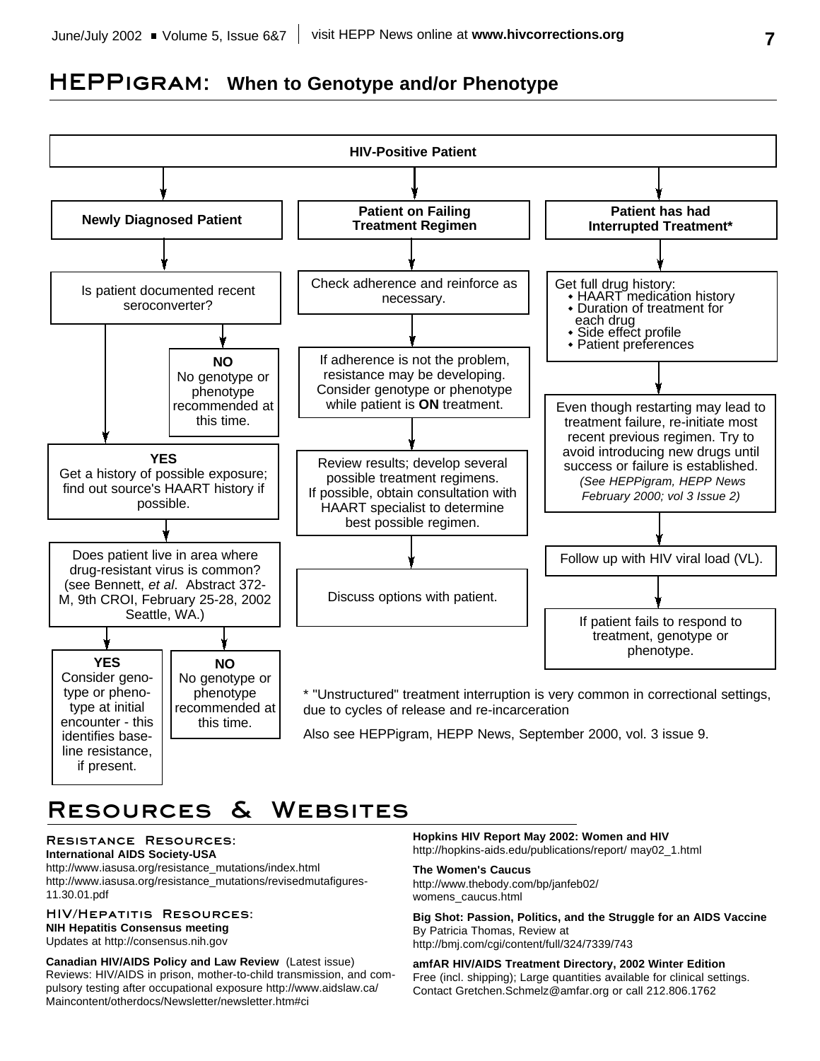# HEPPigram: When to Genotype and/or Phenotype

**HIV-Positive Patient**

## Newly Diagnosed Patient

Is patient documented recent seroconverter?

- **NO** — No genotype or phenotype recommended at this time.
- **YES** — Get a history of possible exposure; find out source's HAART history if possible.

Does patient live in area where drug-resistant virus is common? (see Bennett, *et al*. Abstract 372-M, 9th CROI, February 25-28, 2002 Seattle, WA.)

- **YES** — Consider genotype or phenotype at initial encounter - this identifies baseline resistance, if present.
- **NO** — No genotype or phenotype recommended at this time.

## Patient on Failing Treatment Regimen

Check adherence and reinforce as necessary.

If adherence is not the problem, resistance may be developing. Consider genotype or phenotype while patient is **ON** treatment.

Review results; develop several possible treatment regimens. If possible, obtain consultation with HAART specialist to determine best possible regimen.

Discuss options with patient.

## Patient has had Interrupted Treatment*

Get full drug history:
- HAART medication history
- Duration of treatment for each drug
- Side effect profile
- Patient preferences

Even though restarting may lead to treatment failure, re-initiate most recent previous regimen. Try to avoid introducing new drugs until success or failure is established. *(See HEPPigram, HEPP News February 2000; vol 3 Issue 2)*

Follow up with HIV viral load (VL).

If patient fails to respond to treatment, genotype or phenotype.

\* "Unstructured" treatment interruption is very common in correctional settings, due to cycles of release and re-incarceration

Also see HEPPigram, HEPP News, September 2000, vol. 3 issue 9.

# Resources & Websites

## Resistance Resources:

**International AIDS Society-USA**
http://www.iasusa.org/resistance_mutations/index.html
http://www.iasusa.org/resistance_mutations/revisedmutafigures-11.30.01.pdf

## HIV/Hepatitis Resources:

**NIH Hepatitis Consensus meeting**
Updates at http://consensus.nih.gov

**Canadian HIV/AIDS Policy and Law Review** (Latest issue)
Reviews: HIV/AIDS in prison, mother-to-child transmission, and compulsory testing after occupational exposure http://www.aidslaw.ca/Maincontent/otherdocs/Newsletter/newsletter.htm#ci

**Hopkins HIV Report May 2002: Women and HIV**
http://hopkins-aids.edu/publications/report/ may02_1.html

**The Women's Caucus**
http://www.thebody.com/bp/janfeb02/womens_caucus.html

**Big Shot: Passion, Politics, and the Struggle for an AIDS Vaccine**
By Patricia Thomas, Review at
http://bmj.com/cgi/content/full/324/7339/743

**amfAR HIV/AIDS Treatment Directory, 2002 Winter Edition**
Free (incl. shipping); Large quantities available for clinical settings. Contact Gretchen.Schmelz@amfar.org or call 212.806.1762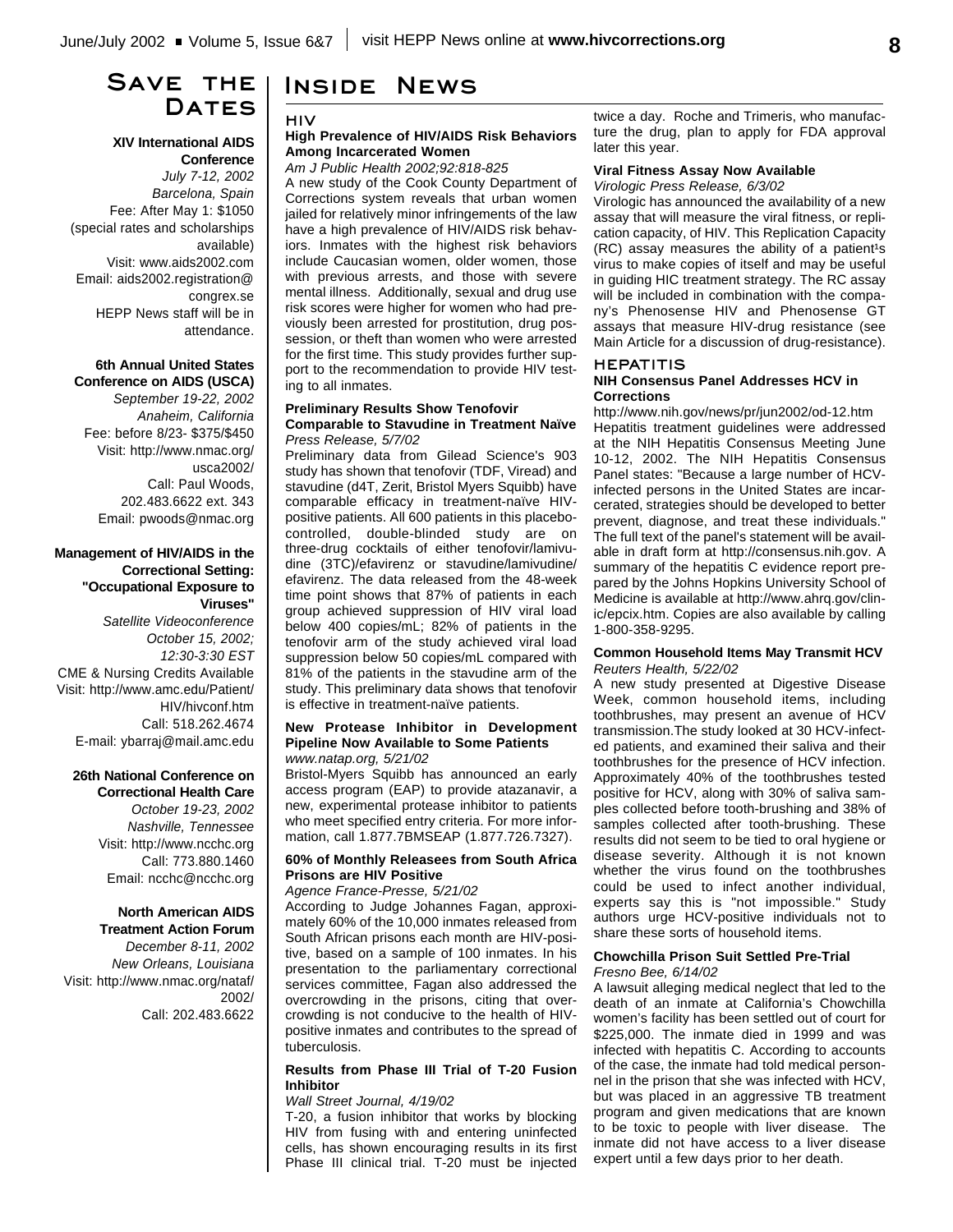## Save the Dates

**XIV International AIDS Conference**
*July 7-12, 2002*
*Barcelona, Spain*
Fee: After May 1: $1050 (special rates and scholarships available)
Visit: www.aids2002.com
Email: aids2002.registration@congrex.se
HEPP News staff will be in attendance.

**6th Annual United States Conference on AIDS (USCA)**
*September 19-22, 2002*
*Anaheim, California*
Fee: before 8/23- $375/$450
Visit: http://www.nmac.org/usca2002/
Call: Paul Woods, 202.483.6622 ext. 343
Email: pwoods@nmac.org

**Management of HIV/AIDS in the Correctional Setting: "Occupational Exposure to Viruses"**
*Satellite Videoconference*
*October 15, 2002; 12:30-3:30 EST*
CME & Nursing Credits Available
Visit: http://www.amc.edu/Patient/HIV/hivconf.htm
Call: 518.262.4674
E-mail: ybarraj@mail.amc.edu

**26th National Conference on Correctional Health Care**
*October 19-23, 2002*
*Nashville, Tennessee*
Visit: http://www.ncchc.org
Call: 773.880.1460
Email: ncchc@ncchc.org

**North American AIDS Treatment Action Forum**
*December 8-11, 2002*
*New Orleans, Louisiana*
Visit: http://www.nmac.org/nataf/2002/
Call: 202.483.6622

## Inside News

### HIV

**High Prevalence of HIV/AIDS Risk Behaviors Among Incarcerated Women**
*Am J Public Health 2002;92:818-825*

A new study of the Cook County Department of Corrections system reveals that urban women jailed for relatively minor infringements of the law have a high prevalence of HIV/AIDS risk behaviors. Inmates with the highest risk behaviors include Caucasian women, older women, those with previous arrests, and those with severe mental illness. Additionally, sexual and drug use risk scores were higher for women who had previously been arrested for prostitution, drug possession, or theft than women who were arrested for the first time. This study provides further support to the recommendation to provide HIV testing to all inmates.

**Preliminary Results Show Tenofovir Comparable to Stavudine in Treatment Naïve**
*Press Release, 5/7/02*

Preliminary data from Gilead Science's 903 study has shown that tenofovir (TDF, Viread) and stavudine (d4T, Zerit, Bristol Myers Squibb) have comparable efficacy in treatment-naïve HIV-positive patients. All 600 patients in this placebo-controlled, double-blinded study are on three-drug cocktails of either tenofovir/lamivudine (3TC)/efavirenz or stavudine/lamivudine/efavirenz. The data released from the 48-week time point shows that 87% of patients in each group achieved suppression of HIV viral load below 400 copies/mL; 82% of patients in the tenofovir arm of the study achieved viral load suppression below 50 copies/mL compared with 81% of the patients in the stavudine arm of the study. This preliminary data shows that tenofovir is effective in treatment-naïve patients.

**New Protease Inhibitor in Development Pipeline Now Available to Some Patients**
*www.natap.org, 5/21/02*

Bristol-Myers Squibb has announced an early access program (EAP) to provide atazanavir, a new, experimental protease inhibitor to patients who meet specified entry criteria. For more information, call 1.877.7BMSEAP (1.877.726.7327).

**60% of Monthly Releasees from South Africa Prisons are HIV Positive**
*Agence France-Presse, 5/21/02*

According to Judge Johannes Fagan, approximately 60% of the 10,000 inmates released from South African prisons each month are HIV-positive, based on a sample of 100 inmates. In his presentation to the parliamentary correctional services committee, Fagan also addressed the overcrowding in the prisons, citing that overcrowding is not conducive to the health of HIV-positive inmates and contributes to the spread of tuberculosis.

**Results from Phase III Trial of T-20 Fusion Inhibitor**
*Wall Street Journal, 4/19/02*

T-20, a fusion inhibitor that works by blocking HIV from fusing with and entering uninfected cells, has shown encouraging results in its first Phase III clinical trial. T-20 must be injected twice a day. Roche and Trimeris, who manufacture the drug, plan to apply for FDA approval later this year.

**Viral Fitness Assay Now Available**
*Virologic Press Release, 6/3/02*

Virologic has announced the availability of a new assay that will measure the viral fitness, or replication capacity, of HIV. This Replication Capacity (RC) assay measures the ability of a patient's virus to make copies of itself and may be useful in guiding HIC treatment strategy. The RC assay will be included in combination with the company's Phenosense HIV and Phenosense GT assays that measure HIV-drug resistance (see Main Article for a discussion of drug-resistance).

### Hepatitis

**NIH Consensus Panel Addresses HCV in Corrections**
http://www.nih.gov/news/pr/jun2002/od-12.htm

Hepatitis treatment guidelines were addressed at the NIH Hepatitis Consensus Meeting June 10-12, 2002. The NIH Hepatitis Consensus Panel states: "Because a large number of HCV-infected persons in the United States are incarcerated, strategies should be developed to better prevent, diagnose, and treat these individuals." The full text of the panel's statement will be available in draft form at http://consensus.nih.gov. A summary of the hepatitis C evidence report prepared by the Johns Hopkins University School of Medicine is available at http://www.ahrq.gov/clinic/epcix.htm. Copies are also available by calling 1-800-358-9295.

**Common Household Items May Transmit HCV**
*Reuters Health, 5/22/02*

A new study presented at Digestive Disease Week, common household items, including toothbrushes, may present an avenue of HCV transmission.The study looked at 30 HCV-infected patients, and examined their saliva and their toothbrushes for the presence of HCV infection. Approximately 40% of the toothbrushes tested positive for HCV, along with 30% of saliva samples collected before tooth-brushing and 38% of samples collected after tooth-brushing. These results did not seem to be tied to oral hygiene or disease severity. Although it is not known whether the virus found on the toothbrushes could be used to infect another individual, experts say this is "not impossible." Study authors urge HCV-positive individuals not to share these sorts of household items.

**Chowchilla Prison Suit Settled Pre-Trial**
*Fresno Bee, 6/14/02*

A lawsuit alleging medical neglect that led to the death of an inmate at California's Chowchilla women's facility has been settled out of court for $225,000. The inmate died in 1999 and was infected with hepatitis C. According to accounts of the case, the inmate had told medical personnel in the prison that she was infected with HCV, but was placed in an aggressive TB treatment program and given medications that are known to be toxic to people with liver disease. The inmate did not have access to a liver disease expert until a few days prior to her death.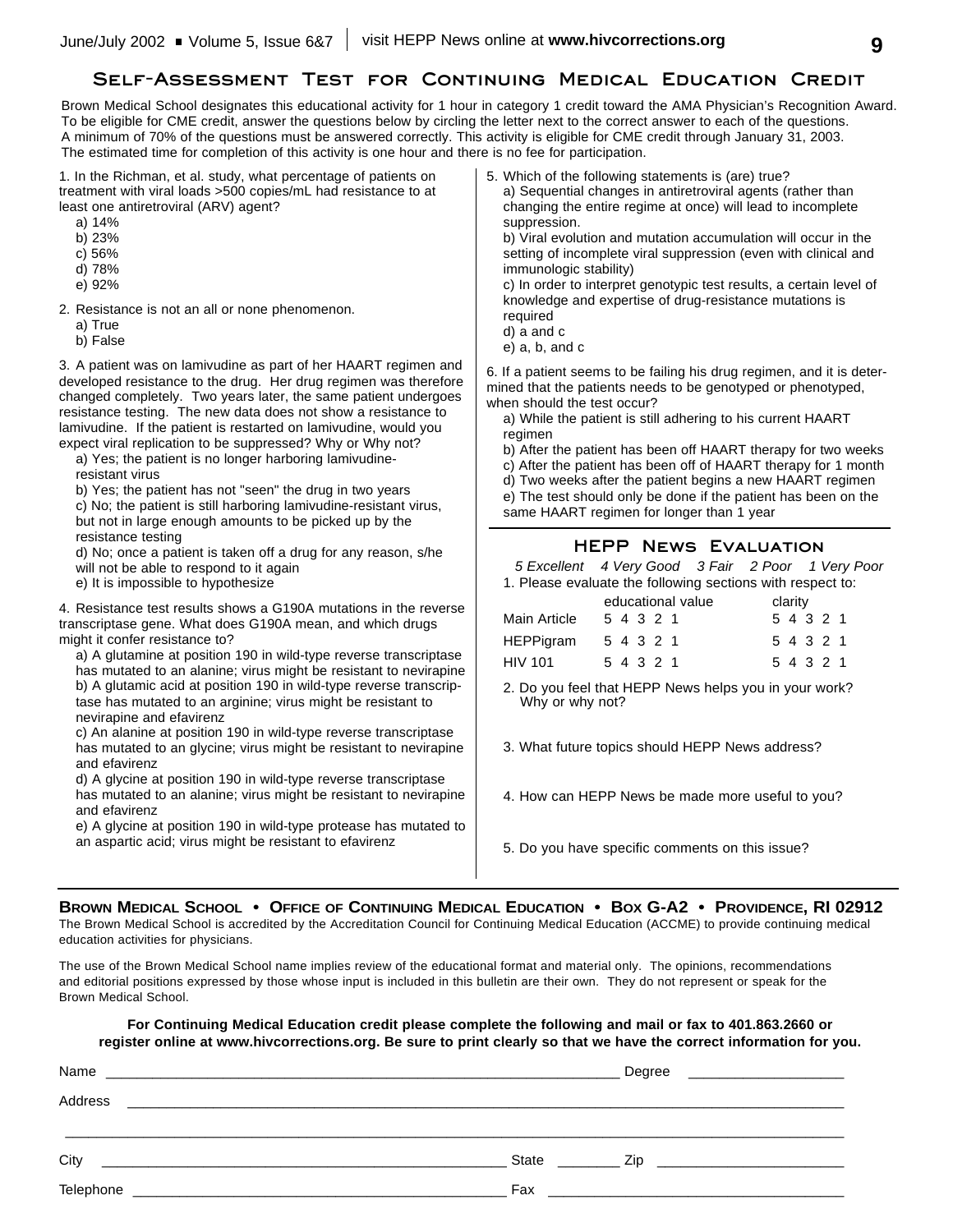# Self-Assessment Test for Continuing Medical Education Credit

Brown Medical School designates this educational activity for 1 hour in category 1 credit toward the AMA Physician's Recognition Award. To be eligible for CME credit, answer the questions below by circling the letter next to the correct answer to each of the questions. A minimum of 70% of the questions must be answered correctly. This activity is eligible for CME credit through January 31, 2003. The estimated time for completion of this activity is one hour and there is no fee for participation.

1. In the Richman, et al. study, what percentage of patients on treatment with viral loads >500 copies/mL had resistance to at least one antiretroviral (ARV) agent?
   a) 14%
   b) 23%
   c) 56%
   d) 78%
   e) 92%

2. Resistance is not an all or none phenomenon.
   a) True
   b) False

3. A patient was on lamivudine as part of her HAART regimen and developed resistance to the drug. Her drug regimen was therefore changed completely. Two years later, the same patient undergoes resistance testing. The new data does not show a resistance to lamivudine. If the patient is restarted on lamivudine, would you expect viral replication to be suppressed? Why or Why not?
   a) Yes; the patient is no longer harboring lamivudine-resistant virus
   b) Yes; the patient has not "seen" the drug in two years
   c) No; the patient is still harboring lamivudine-resistant virus, but not in large enough amounts to be picked up by the resistance testing
   d) No; once a patient is taken off a drug for any reason, s/he will not be able to respond to it again
   e) It is impossible to hypothesize

4. Resistance test results shows a G190A mutations in the reverse transcriptase gene. What does G190A mean, and which drugs might it confer resistance to?
   a) A glutamine at position 190 in wild-type reverse transcriptase has mutated to an alanine; virus might be resistant to nevirapine
   b) A glutamic acid at position 190 in wild-type reverse transcriptase has mutated to an arginine; virus might be resistant to nevirapine and efavirenz
   c) An alanine at position 190 in wild-type reverse transcriptase has mutated to an glycine; virus might be resistant to nevirapine and efavirenz
   d) A glycine at position 190 in wild-type reverse transcriptase has mutated to an alanine; virus might be resistant to nevirapine and efavirenz
   e) A glycine at position 190 in wild-type protease has mutated to an aspartic acid; virus might be resistant to efavirenz

5. Which of the following statements is (are) true?
   a) Sequential changes in antiretroviral agents (rather than changing the entire regime at once) will lead to incomplete suppression.
   b) Viral evolution and mutation accumulation will occur in the setting of incomplete viral suppression (even with clinical and immunologic stability)
   c) In order to interpret genotypic test results, a certain level of knowledge and expertise of drug-resistance mutations is required
   d) a and c
   e) a, b, and c

6. If a patient seems to be failing his drug regimen, and it is determined that the patients needs to be genotyped or phenotyped, when should the test occur?
   a) While the patient is still adhering to his current HAART regimen
   b) After the patient has been off HAART therapy for two weeks
   c) After the patient has been off of HAART therapy for 1 month
   d) Two weeks after the patient begins a new HAART regimen
   e) The test should only be done if the patient has been on the same HAART regimen for longer than 1 year

## HEPP News Evaluation

*5 Excellent 4 Very Good 3 Fair 2 Poor 1 Very Poor*

1. Please evaluate the following sections with respect to:

| | educational value | clarity |
|---|---|---|
| Main Article | 5 4 3 2 1 | 5 4 3 2 1 |
| HEPPigram | 5 4 3 2 1 | 5 4 3 2 1 |
| HIV 101 | 5 4 3 2 1 | 5 4 3 2 1 |

2. Do you feel that HEPP News helps you in your work? Why or why not?

3. What future topics should HEPP News address?

4. How can HEPP News be made more useful to you?

5. Do you have specific comments on this issue?

**Brown Medical School • Office of Continuing Medical Education • Box G-A2 • Providence, RI 02912**

The Brown Medical School is accredited by the Accreditation Council for Continuing Medical Education (ACCME) to provide continuing medical education activities for physicians.

The use of the Brown Medical School name implies review of the educational format and material only. The opinions, recommendations and editorial positions expressed by those whose input is included in this bulletin are their own. They do not represent or speak for the Brown Medical School.

**For Continuing Medical Education credit please complete the following and mail or fax to 401.863.2660 or register online at www.hivcorrections.org. Be sure to print clearly so that we have the correct information for you.**

Name ______________________________ Degree ______________

Address ______________________________________________

_____________________________________________________

City ______________________ State ________ Zip ____________

Telephone ____________________ Fax ______________________